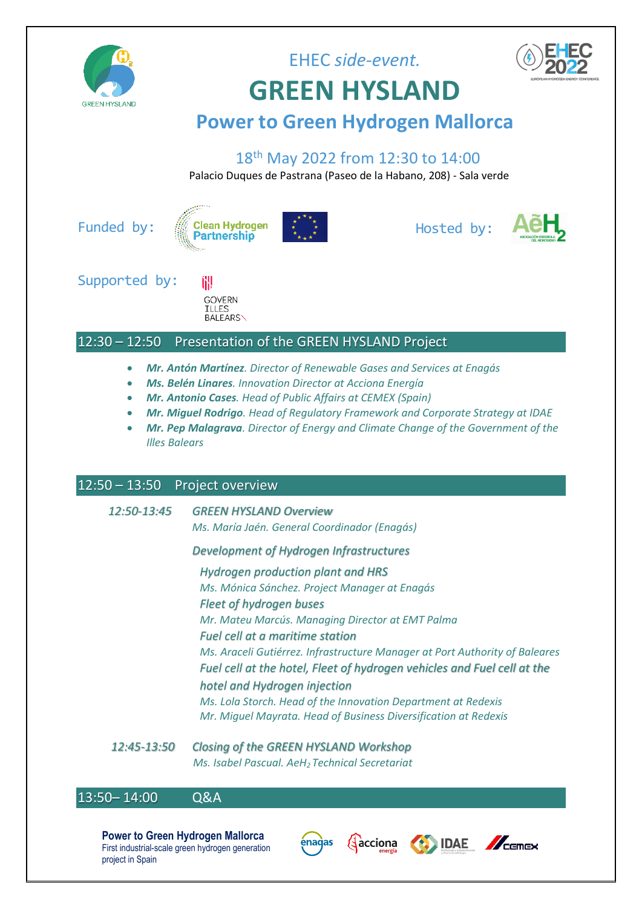EHEC *side-event.*

# GREEN HYSLAND

## Power to Green Hydrogen Mallorca

18th May 2022 from 12:30 to 14:00

Palacio Duques de Pastrana (Paseo de la Habano, 208) - Sala verde

Funded by: Clean Hydrogen Partnership

Hosted by: AeH2

Supported by: GOVERN ILLES BALEARS

### 12:30 – 12:50 Presentation of the GREEN HYSLAND Project

- ***Mr. Antón Martínez**. Director of Renewable Gases and Services at Enagás*
- ***Ms. Belén Linares**. Innovation Director at Acciona Energía*
- ***Mr. Antonio Cases**. Head of Public Affairs at CEMEX (Spain)*
- ***Mr. Miguel Rodrigo**. Head of Regulatory Framework and Corporate Strategy at IDAE*
- ***Mr. Pep Malagrava**. Director of Energy and Climate Change of the Government of the Illes Balears*

### 12:50 – 13:50 Project overview

*12:50-13:45* ***GREEN HYSLAND Overview***

*Ms. María Jaén. General Coordinador (Enagás)*

***Development of Hydrogen Infrastructures***

***Hydrogen production plant and HRS***

*Ms. Mónica Sánchez. Project Manager at Enagás*

***Fleet of hydrogen buses***

*Mr. Mateu Marcús. Managing Director at EMT Palma*

***Fuel cell at a maritime station***

*Ms. Araceli Gutiérrez. Infrastructure Manager at Port Authority of Baleares*

***Fuel cell at the hotel, Fleet of hydrogen vehicles and Fuel cell at the hotel and Hydrogen injection***

*Ms. Lola Storch. Head of the Innovation Department at Redexis*

*Mr. Miguel Mayrata. Head of Business Diversification at Redexis*

*12:45-13:50* ***Closing of the GREEN HYSLAND Workshop***

*Ms. Isabel Pascual. $AeH_2$ Technical Secretariat*

### 13:50– 14:00 Q&A

**Power to Green Hydrogen Mallorca**
First industrial-scale green hydrogen generation project in Spain

enagas · acciona energía · IDAE · CEMEX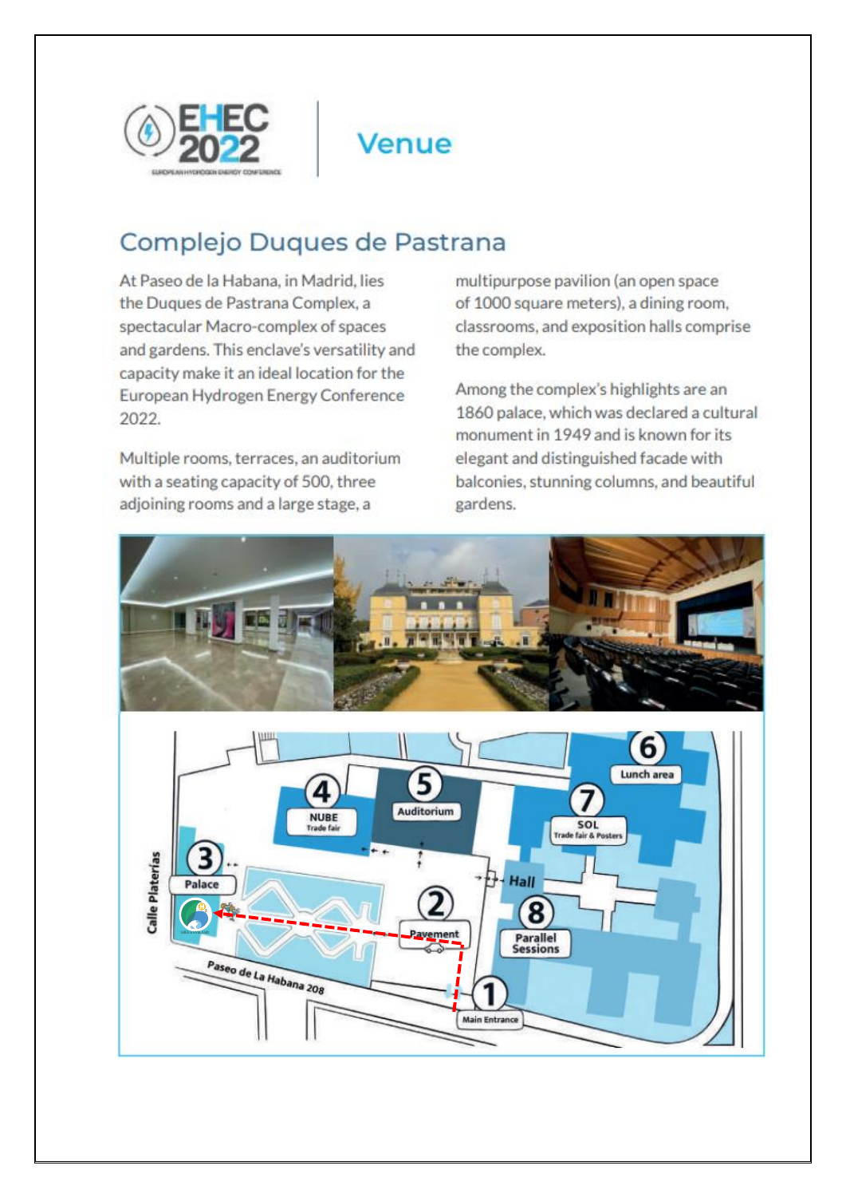# EHEC 2022 — Venue

## Complejo Duques de Pastrana

At Paseo de la Habana, in Madrid, lies the Duques de Pastrana Complex, a spectacular Macro-complex of spaces and gardens. This enclave's versatility and capacity make it an ideal location for the European Hydrogen Energy Conference 2022.

Multiple rooms, terraces, an auditorium with a seating capacity of 500, three adjoining rooms and a large stage, a multipurpose pavilion (an open space of 1000 square meters), a dining room, classrooms, and exposition halls comprise the complex.

Among the complex's highlights are an 1860 palace, which was declared a cultural monument in 1949 and is known for its elegant and distinguished facade with balconies, stunning columns, and beautiful gardens.

1 Main Entrance

2 Pavement

3 Palace

4 NUBE Trade fair

5 Auditorium

6 Lunch area

7 SOL Trade fair & Posters

8 Parallel Sessions

Hall

Calle Platerías

Paseo de La Habana 208